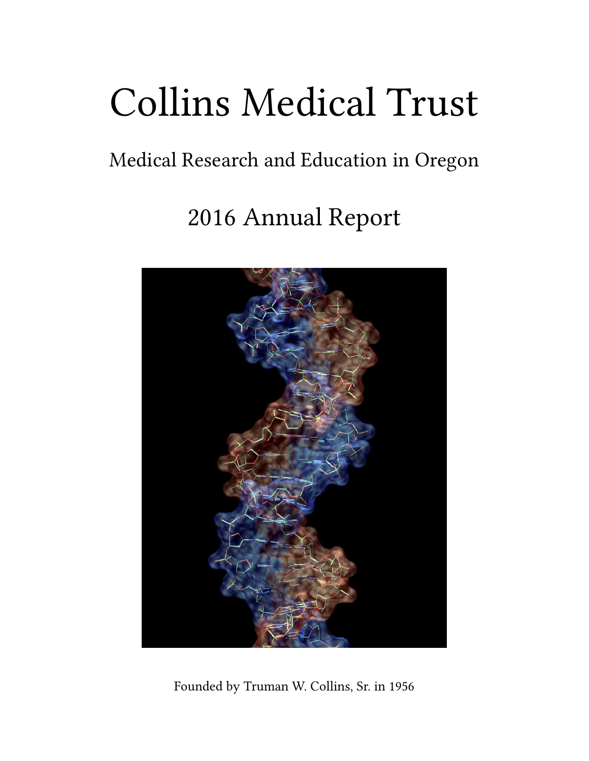# Collins Medical Trust

## Medical Research and Education in Oregon

## 2016 Annual Report

Founded by Truman W. Collins, Sr. in 1956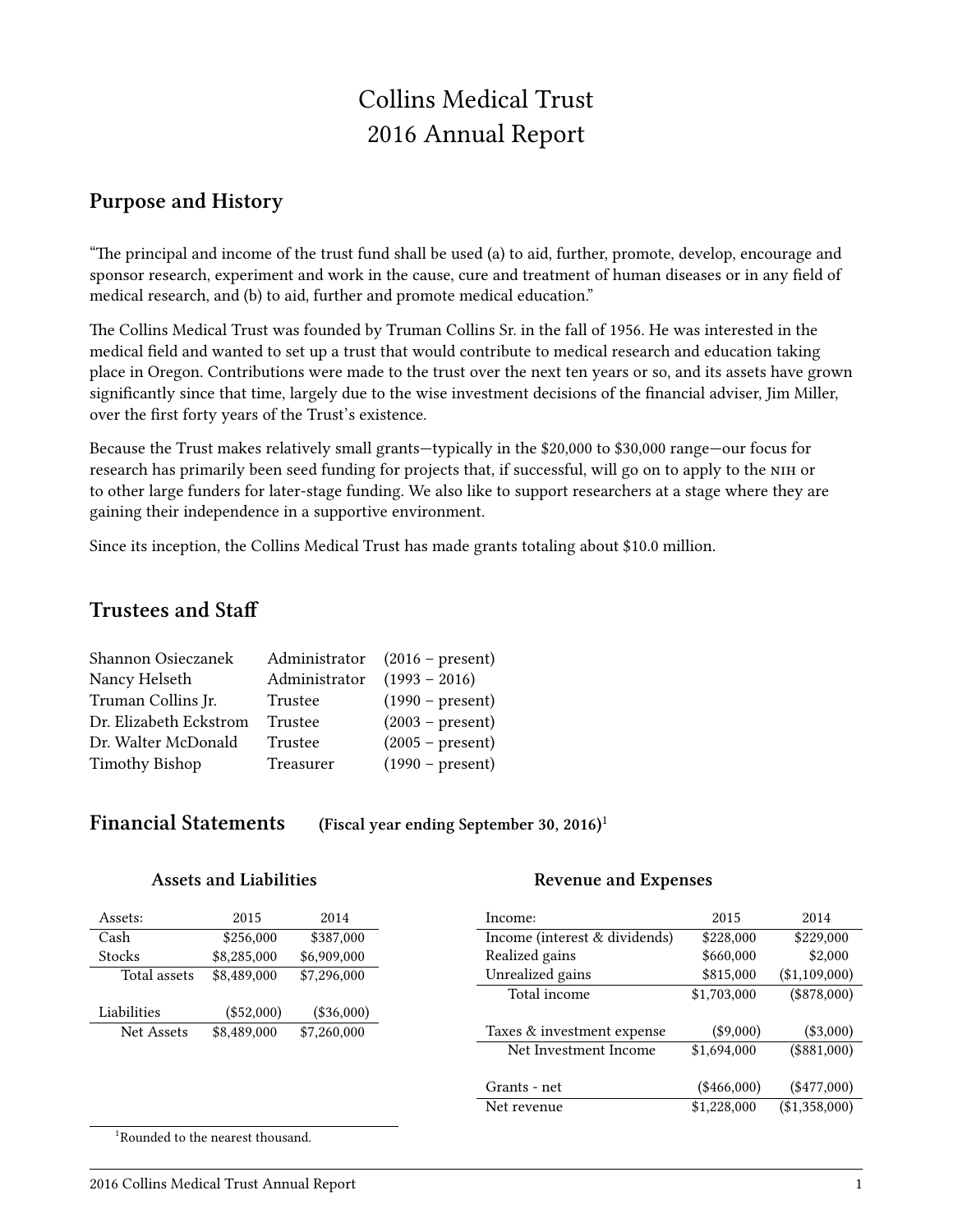# Collins Medical Trust
# 2016 Annual Report

## Purpose and History

"The principal and income of the trust fund shall be used (a) to aid, further, promote, develop, encourage and sponsor research, experiment and work in the cause, cure and treatment of human diseases or in any field of medical research, and (b) to aid, further and promote medical education."

The Collins Medical Trust was founded by Truman Collins Sr. in the fall of 1956. He was interested in the medical field and wanted to set up a trust that would contribute to medical research and education taking place in Oregon. Contributions were made to the trust over the next ten years or so, and its assets have grown significantly since that time, largely due to the wise investment decisions of the financial adviser, Jim Miller, over the first forty years of the Trust's existence.

Because the Trust makes relatively small grants—typically in the $20,000 to $30,000 range—our focus for research has primarily been seed funding for projects that, if successful, will go on to apply to the NIH or to other large funders for later-stage funding. We also like to support researchers at a stage where they are gaining their independence in a supportive environment.

Since its inception, the Collins Medical Trust has made grants totaling about $10.0 million.

## Trustees and Staff

| | | |
|---|---|---|
| Shannon Osieczanek | Administrator | (2016 – present) |
| Nancy Helseth | Administrator | (1993 – 2016) |
| Truman Collins Jr. | Trustee | (1990 – present) |
| Dr. Elizabeth Eckstrom | Trustee | (2003 – present) |
| Dr. Walter McDonald | Trustee | (2005 – present) |
| Timothy Bishop | Treasurer | (1990 – present) |

## Financial Statements (Fiscal year ending September 30, 2016)[1]

### Assets and Liabilities

| Assets: | 2015 | 2014 |
|---|---|---|
| Cash | $256,000 | $387,000 |
| Stocks | $8,285,000 | $6,909,000 |
| Total assets | $8,489,000 | $7,296,000 |
| | | |
| Liabilities | ($52,000) | ($36,000) |
| Net Assets | $8,489,000 | $7,260,000 |

### Revenue and Expenses

| Income: | 2015 | 2014 |
|---|---|---|
| Income (interest & dividends) | $228,000 | $229,000 |
| Realized gains | $660,000 | $2,000 |
| Unrealized gains | $815,000 | ($1,109,000) |
| Total income | $1,703,000 | ($878,000) |
| | | |
| Taxes & investment expense | ($9,000) | ($3,000) |
| Net Investment Income | $1,694,000 | ($881,000) |
| | | |
| Grants - net | ($466,000) | ($477,000) |
| Net revenue | $1,228,000 | ($1,358,000) |

[1] Rounded to the nearest thousand.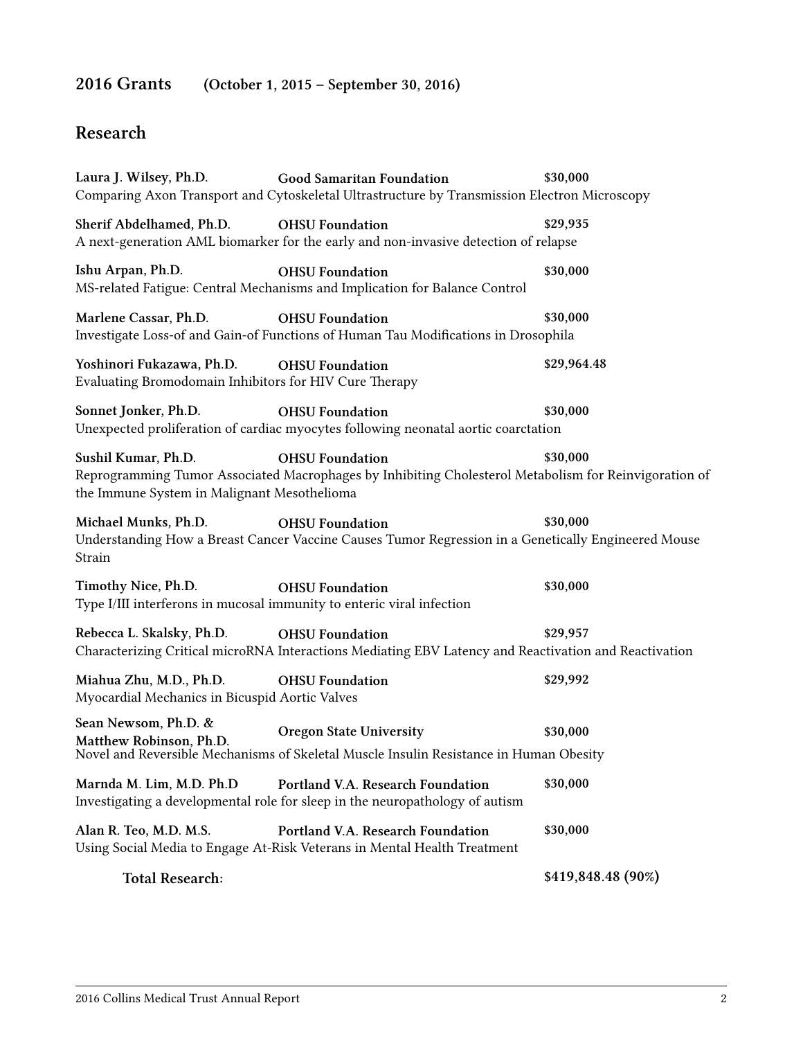## 2016 Grants (October 1, 2015 – September 30, 2016)

## Research

**Laura J. Wilsey, Ph.D.** **Good Samaritan Foundation** **$30,000**
Comparing Axon Transport and Cytoskeletal Ultrastructure by Transmission Electron Microscopy

**Sherif Abdelhamed, Ph.D.** **OHSU Foundation** **$29,935**
A next-generation AML biomarker for the early and non-invasive detection of relapse

**Ishu Arpan, Ph.D.** **OHSU Foundation** **$30,000**
MS-related Fatigue: Central Mechanisms and Implication for Balance Control

**Marlene Cassar, Ph.D.** **OHSU Foundation** **$30,000**
Investigate Loss-of and Gain-of Functions of Human Tau Modifications in Drosophila

**Yoshinori Fukazawa, Ph.D.** **OHSU Foundation** **$29,964.48**
Evaluating Bromodomain Inhibitors for HIV Cure Therapy

**Sonnet Jonker, Ph.D.** **OHSU Foundation** **$30,000**
Unexpected proliferation of cardiac myocytes following neonatal aortic coarctation

**Sushil Kumar, Ph.D.** **OHSU Foundation** **$30,000**
Reprogramming Tumor Associated Macrophages by Inhibiting Cholesterol Metabolism for Reinvigoration of the Immune System in Malignant Mesothelioma

**Michael Munks, Ph.D.** **OHSU Foundation** **$30,000**
Understanding How a Breast Cancer Vaccine Causes Tumor Regression in a Genetically Engineered Mouse Strain

**Timothy Nice, Ph.D.** **OHSU Foundation** **$30,000**
Type I/III interferons in mucosal immunity to enteric viral infection

**Rebecca L. Skalsky, Ph.D.** **OHSU Foundation** **$29,957**
Characterizing Critical microRNA Interactions Mediating EBV Latency and Reactivation and Reactivation

**Miahua Zhu, M.D., Ph.D.** **OHSU Foundation** **$29,992**
Myocardial Mechanics in Bicuspid Aortic Valves

**Sean Newsom, Ph.D. & Matthew Robinson, Ph.D.** **Oregon State University** **$30,000**
Novel and Reversible Mechanisms of Skeletal Muscle Insulin Resistance in Human Obesity

**Marnda M. Lim, M.D. Ph.D** **Portland V.A. Research Foundation** **$30,000**
Investigating a developmental role for sleep in the neuropathology of autism

**Alan R. Teo, M.D. M.S.** **Portland V.A. Research Foundation** **$30,000**
Using Social Media to Engage At-Risk Veterans in Mental Health Treatment

**Total Research:** **$419,848.48 (90%)**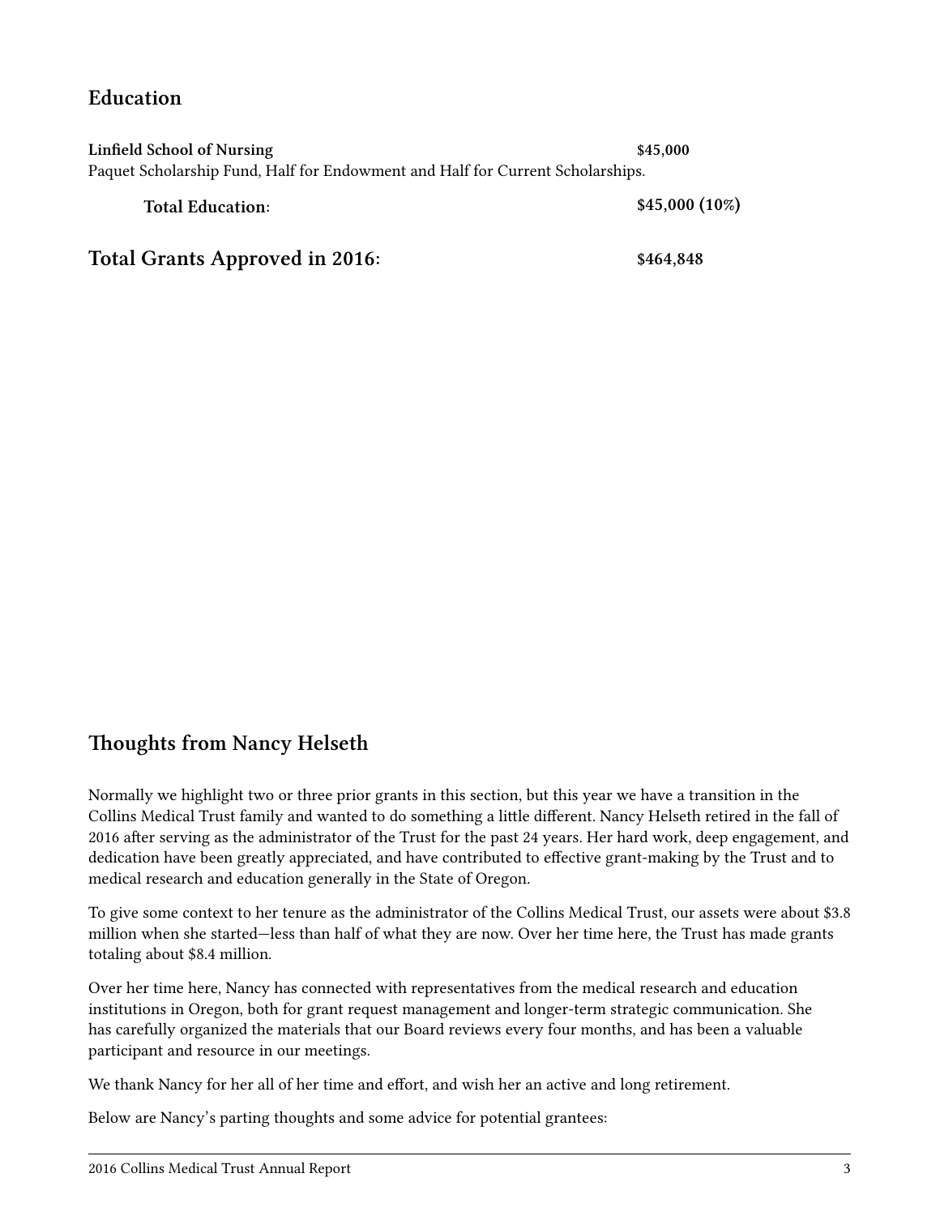## Education

**Linfield School of Nursing** **$45,000**
Paquet Scholarship Fund, Half for Endowment and Half for Current Scholarships.

**Total Education**: **$45,000 (10%)**

## Total Grants Approved in 2016: **$464,848**

## Thoughts from Nancy Helseth

Normally we highlight two or three prior grants in this section, but this year we have a transition in the Collins Medical Trust family and wanted to do something a little different. Nancy Helseth retired in the fall of 2016 after serving as the administrator of the Trust for the past 24 years. Her hard work, deep engagement, and dedication have been greatly appreciated, and have contributed to effective grant-making by the Trust and to medical research and education generally in the State of Oregon.

To give some context to her tenure as the administrator of the Collins Medical Trust, our assets were about $3.8 million when she started—less than half of what they are now. Over her time here, the Trust has made grants totaling about $8.4 million.

Over her time here, Nancy has connected with representatives from the medical research and education institutions in Oregon, both for grant request management and longer-term strategic communication. She has carefully organized the materials that our Board reviews every four months, and has been a valuable participant and resource in our meetings.

We thank Nancy for her all of her time and effort, and wish her an active and long retirement.

Below are Nancy's parting thoughts and some advice for potential grantees: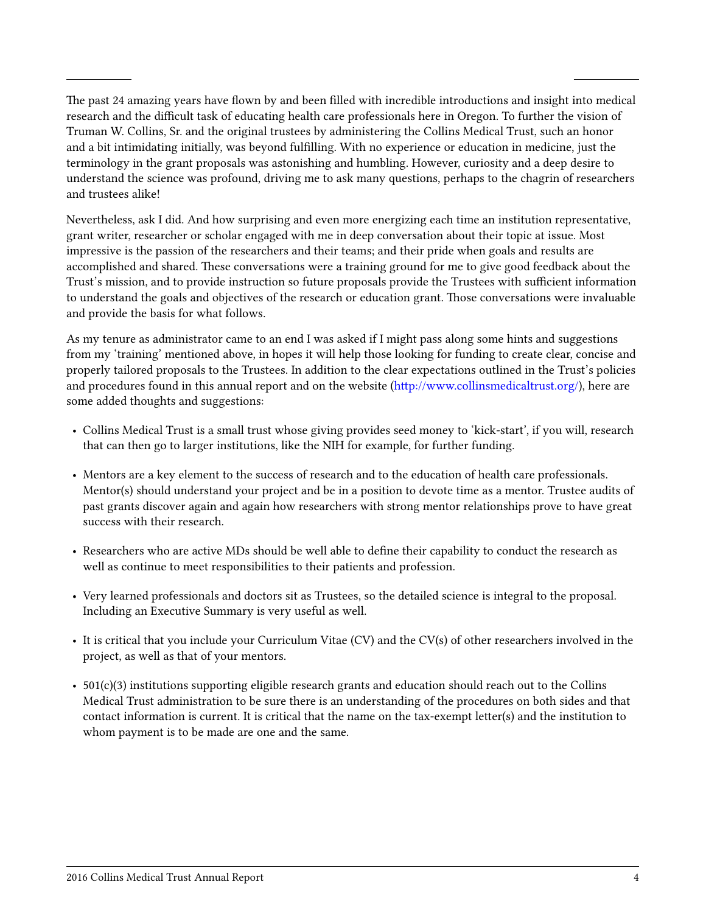The past 24 amazing years have flown by and been filled with incredible introductions and insight into medical research and the difficult task of educating health care professionals here in Oregon. To further the vision of Truman W. Collins, Sr. and the original trustees by administering the Collins Medical Trust, such an honor and a bit intimidating initially, was beyond fulfilling. With no experience or education in medicine, just the terminology in the grant proposals was astonishing and humbling. However, curiosity and a deep desire to understand the science was profound, driving me to ask many questions, perhaps to the chagrin of researchers and trustees alike!

Nevertheless, ask I did. And how surprising and even more energizing each time an institution representative, grant writer, researcher or scholar engaged with me in deep conversation about their topic at issue. Most impressive is the passion of the researchers and their teams; and their pride when goals and results are accomplished and shared. These conversations were a training ground for me to give good feedback about the Trust's mission, and to provide instruction so future proposals provide the Trustees with sufficient information to understand the goals and objectives of the research or education grant. Those conversations were invaluable and provide the basis for what follows.

As my tenure as administrator came to an end I was asked if I might pass along some hints and suggestions from my 'training' mentioned above, in hopes it will help those looking for funding to create clear, concise and properly tailored proposals to the Trustees. In addition to the clear expectations outlined in the Trust's policies and procedures found in this annual report and on the website (http://www.collinsmedicaltrust.org/), here are some added thoughts and suggestions:

- Collins Medical Trust is a small trust whose giving provides seed money to 'kick-start', if you will, research that can then go to larger institutions, like the NIH for example, for further funding.
- Mentors are a key element to the success of research and to the education of health care professionals. Mentor(s) should understand your project and be in a position to devote time as a mentor. Trustee audits of past grants discover again and again how researchers with strong mentor relationships prove to have great success with their research.
- Researchers who are active MDs should be well able to define their capability to conduct the research as well as continue to meet responsibilities to their patients and profession.
- Very learned professionals and doctors sit as Trustees, so the detailed science is integral to the proposal. Including an Executive Summary is very useful as well.
- It is critical that you include your Curriculum Vitae (CV) and the CV(s) of other researchers involved in the project, as well as that of your mentors.
- 501(c)(3) institutions supporting eligible research grants and education should reach out to the Collins Medical Trust administration to be sure there is an understanding of the procedures on both sides and that contact information is current. It is critical that the name on the tax-exempt letter(s) and the institution to whom payment is to be made are one and the same.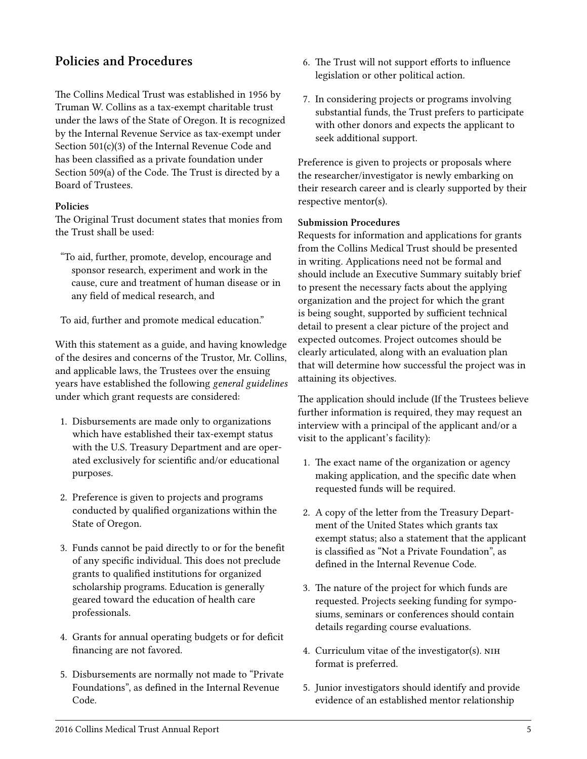## Policies and Procedures

The Collins Medical Trust was established in 1956 by Truman W. Collins as a tax-exempt charitable trust under the laws of the State of Oregon. It is recognized by the Internal Revenue Service as tax-exempt under Section 501(c)(3) of the Internal Revenue Code and has been classified as a private foundation under Section 509(a) of the Code. The Trust is directed by a Board of Trustees.

**Policies**
The Original Trust document states that monies from the Trust shall be used:

> "To aid, further, promote, develop, encourage and sponsor research, experiment and work in the cause, cure and treatment of human disease or in any field of medical research, and
>
> To aid, further and promote medical education."

With this statement as a guide, and having knowledge of the desires and concerns of the Trustor, Mr. Collins, and applicable laws, the Trustees over the ensuing years have established the following *general guidelines* under which grant requests are considered:

1. Disbursements are made only to organizations which have established their tax-exempt status with the U.S. Treasury Department and are operated exclusively for scientific and/or educational purposes.
2. Preference is given to projects and programs conducted by qualified organizations within the State of Oregon.
3. Funds cannot be paid directly to or for the benefit of any specific individual. This does not preclude grants to qualified institutions for organized scholarship programs. Education is generally geared toward the education of health care professionals.
4. Grants for annual operating budgets or for deficit financing are not favored.
5. Disbursements are normally not made to "Private Foundations", as defined in the Internal Revenue Code.
6. The Trust will not support efforts to influence legislation or other political action.
7. In considering projects or programs involving substantial funds, the Trust prefers to participate with other donors and expects the applicant to seek additional support.

Preference is given to projects or proposals where the researcher/investigator is newly embarking on their research career and is clearly supported by their respective mentor(s).

**Submission Procedures**
Requests for information and applications for grants from the Collins Medical Trust should be presented in writing. Applications need not be formal and should include an Executive Summary suitably brief to present the necessary facts about the applying organization and the project for which the grant is being sought, supported by sufficient technical detail to present a clear picture of the project and expected outcomes. Project outcomes should be clearly articulated, along with an evaluation plan that will determine how successful the project was in attaining its objectives.

The application should include (If the Trustees believe further information is required, they may request an interview with a principal of the applicant and/or a visit to the applicant's facility):

1. The exact name of the organization or agency making application, and the specific date when requested funds will be required.
2. A copy of the letter from the Treasury Department of the United States which grants tax exempt status; also a statement that the applicant is classified as "Not a Private Foundation", as defined in the Internal Revenue Code.
3. The nature of the project for which funds are requested. Projects seeking funding for symposiums, seminars or conferences should contain details regarding course evaluations.
4. Curriculum vitae of the investigator(s). NIH format is preferred.
5. Junior investigators should identify and provide evidence of an established mentor relationship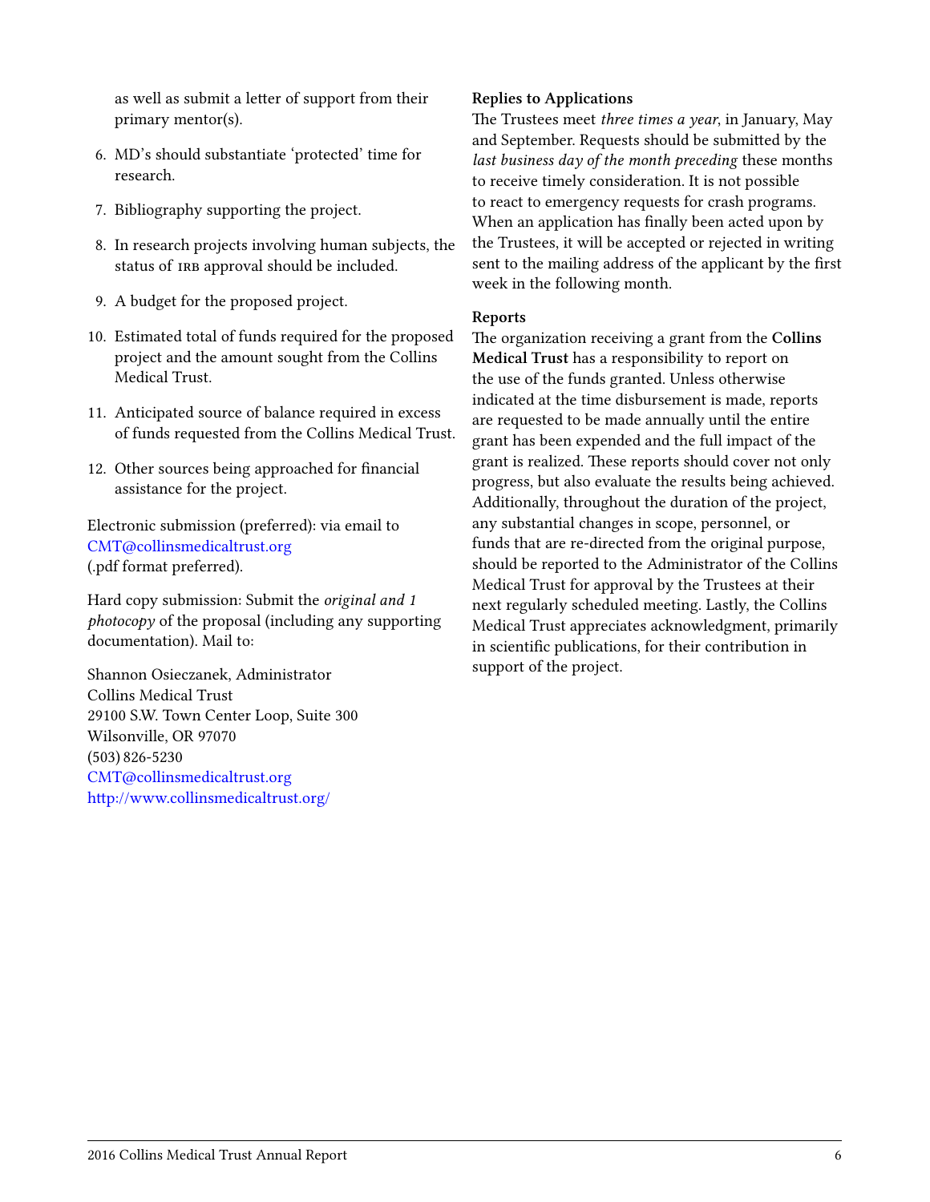as well as submit a letter of support from their primary mentor(s).

6. MD's should substantiate 'protected' time for research.
7. Bibliography supporting the project.
8. In research projects involving human subjects, the status of IRB approval should be included.
9. A budget for the proposed project.
10. Estimated total of funds required for the proposed project and the amount sought from the Collins Medical Trust.
11. Anticipated source of balance required in excess of funds requested from the Collins Medical Trust.
12. Other sources being approached for financial assistance for the project.

Electronic submission (preferred): via email to CMT@collinsmedicaltrust.org (.pdf format preferred).

Hard copy submission: Submit the *original and 1 photocopy* of the proposal (including any supporting documentation). Mail to:

Shannon Osieczanek, Administrator
Collins Medical Trust
29100 S.W. Town Center Loop, Suite 300
Wilsonville, OR 97070
(503) 826-5230
CMT@collinsmedicaltrust.org
http://www.collinsmedicaltrust.org/

**Replies to Applications**

The Trustees meet *three times a year*, in January, May and September. Requests should be submitted by the *last business day of the month preceding* these months to receive timely consideration. It is not possible to react to emergency requests for crash programs. When an application has finally been acted upon by the Trustees, it will be accepted or rejected in writing sent to the mailing address of the applicant by the first week in the following month.

**Reports**

The organization receiving a grant from the **Collins Medical Trust** has a responsibility to report on the use of the funds granted. Unless otherwise indicated at the time disbursement is made, reports are requested to be made annually until the entire grant has been expended and the full impact of the grant is realized. These reports should cover not only progress, but also evaluate the results being achieved. Additionally, throughout the duration of the project, any substantial changes in scope, personnel, or funds that are re-directed from the original purpose, should be reported to the Administrator of the Collins Medical Trust for approval by the Trustees at their next regularly scheduled meeting. Lastly, the Collins Medical Trust appreciates acknowledgment, primarily in scientific publications, for their contribution in support of the project.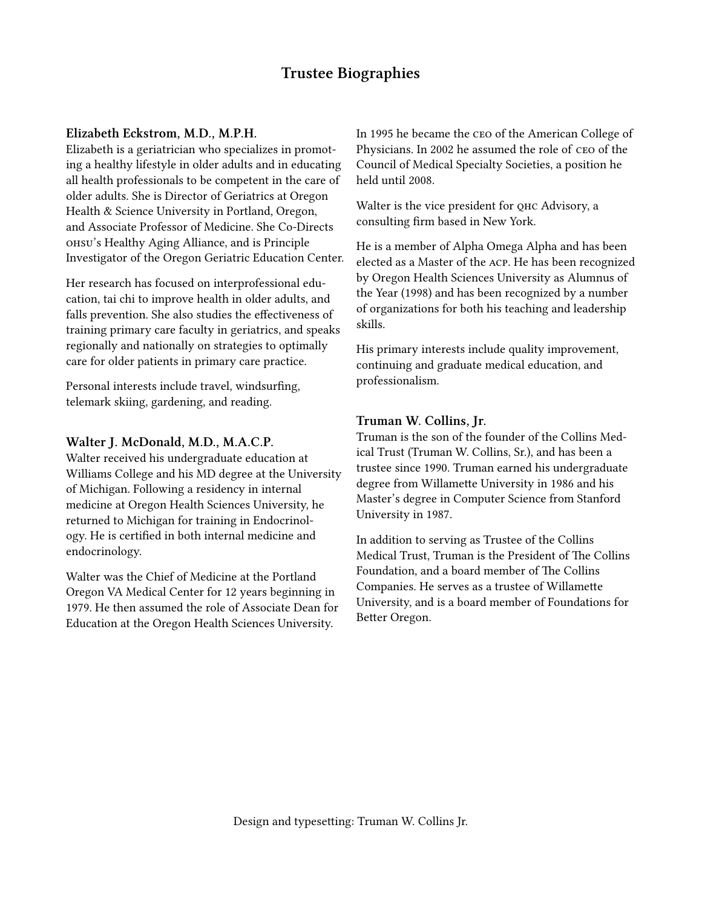# Trustee Biographies

### Elizabeth Eckstrom, M.D., M.P.H.

Elizabeth is a geriatrician who specializes in promoting a healthy lifestyle in older adults and in educating all health professionals to be competent in the care of older adults. She is Director of Geriatrics at Oregon Health & Science University in Portland, Oregon, and Associate Professor of Medicine. She Co-Directs OHSU's Healthy Aging Alliance, and is Principle Investigator of the Oregon Geriatric Education Center.

Her research has focused on interprofessional education, tai chi to improve health in older adults, and falls prevention. She also studies the effectiveness of training primary care faculty in geriatrics, and speaks regionally and nationally on strategies to optimally care for older patients in primary care practice.

Personal interests include travel, windsurfing, telemark skiing, gardening, and reading.

### Walter J. McDonald, M.D., M.A.C.P.

Walter received his undergraduate education at Williams College and his MD degree at the University of Michigan. Following a residency in internal medicine at Oregon Health Sciences University, he returned to Michigan for training in Endocrinology. He is certified in both internal medicine and endocrinology.

Walter was the Chief of Medicine at the Portland Oregon VA Medical Center for 12 years beginning in 1979. He then assumed the role of Associate Dean for Education at the Oregon Health Sciences University. In 1995 he became the CEO of the American College of Physicians. In 2002 he assumed the role of CEO of the Council of Medical Specialty Societies, a position he held until 2008.

Walter is the vice president for QHC Advisory, a consulting firm based in New York.

He is a member of Alpha Omega Alpha and has been elected as a Master of the ACP. He has been recognized by Oregon Health Sciences University as Alumnus of the Year (1998) and has been recognized by a number of organizations for both his teaching and leadership skills.

His primary interests include quality improvement, continuing and graduate medical education, and professionalism.

### Truman W. Collins, Jr.

Truman is the son of the founder of the Collins Medical Trust (Truman W. Collins, Sr.), and has been a trustee since 1990. Truman earned his undergraduate degree from Willamette University in 1986 and his Master's degree in Computer Science from Stanford University in 1987.

In addition to serving as Trustee of the Collins Medical Trust, Truman is the President of The Collins Foundation, and a board member of The Collins Companies. He serves as a trustee of Willamette University, and is a board member of Foundations for Better Oregon.

Design and typesetting: Truman W. Collins Jr.